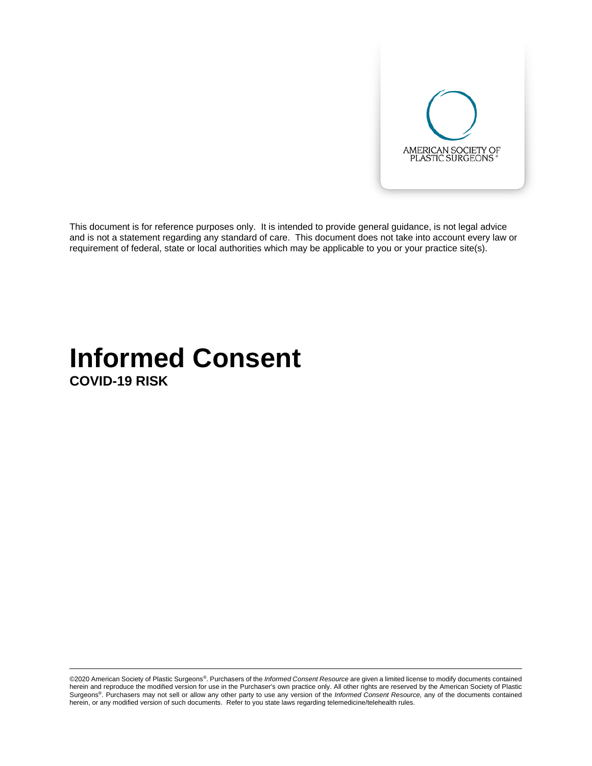AMERICAN SOCIETY OF PLASTIC SURGEONS®

This document is for reference purposes only. It is intended to provide general guidance, is not legal advice and is not a statement regarding any standard of care. This document does not take into account every law or requirement of federal, state or local authorities which may be applicable to you or your practice site(s).

# Informed Consent

## COVID-19 RISK

©2020 American Society of Plastic Surgeons®. Purchasers of the *Informed Consent Resource* are given a limited license to modify documents contained herein and reproduce the modified version for use in the Purchaser's own practice only. All other rights are reserved by the American Society of Plastic Surgeons®. Purchasers may not sell or allow any other party to use any version of the *Informed Consent Resource,* any of the documents contained herein, or any modified version of such documents. Refer to you state laws regarding telemedicine/telehealth rules.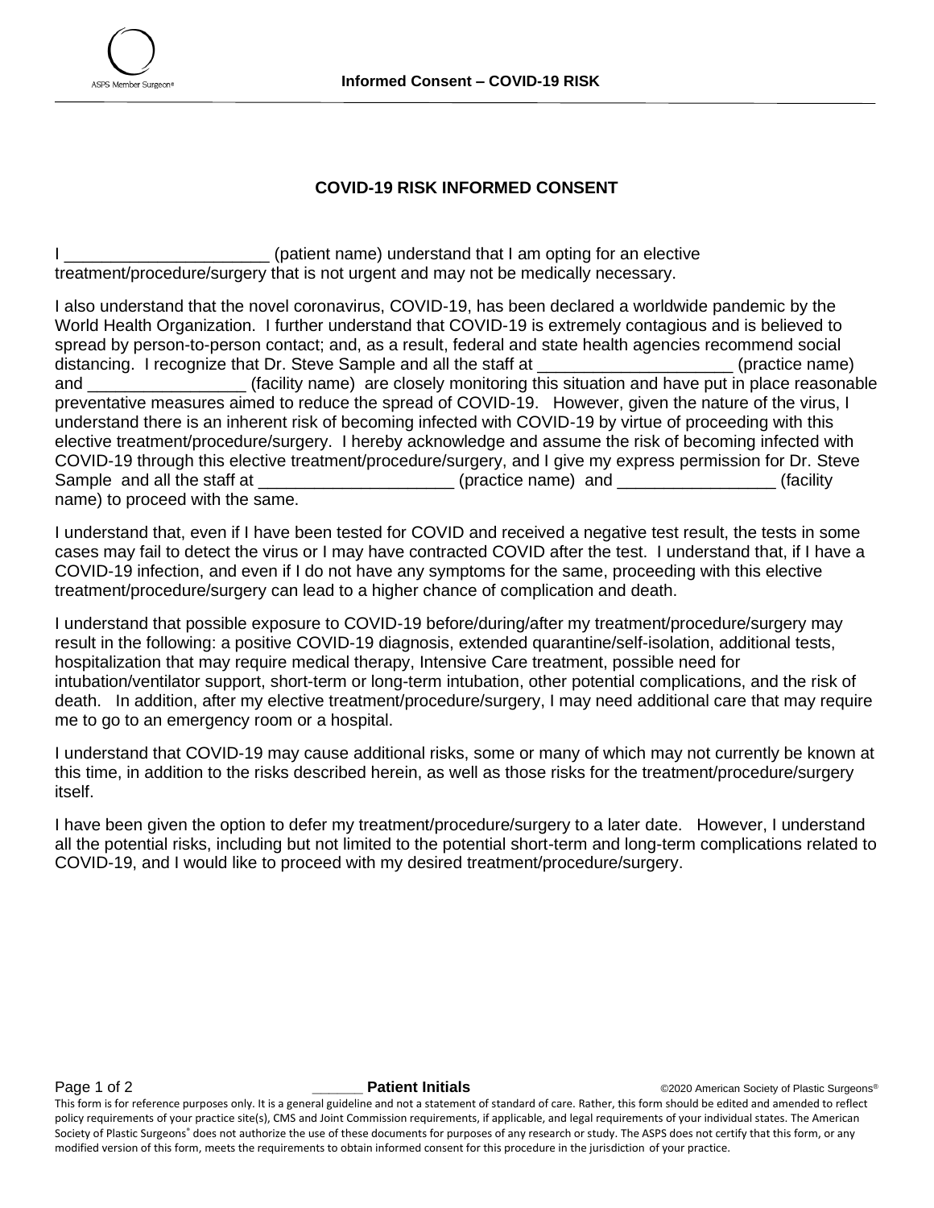# COVID-19 RISK INFORMED CONSENT

I ______________________ (patient name) understand that I am opting for an elective treatment/procedure/surgery that is not urgent and may not be medically necessary.

I also understand that the novel coronavirus, COVID-19, has been declared a worldwide pandemic by the World Health Organization. I further understand that COVID-19 is extremely contagious and is believed to spread by person-to-person contact; and, as a result, federal and state health agencies recommend social distancing. I recognize that Dr. Steve Sample and all the staff at _____________________ (practice name) and _________________ (facility name) are closely monitoring this situation and have put in place reasonable preventative measures aimed to reduce the spread of COVID-19. However, given the nature of the virus, I understand there is an inherent risk of becoming infected with COVID-19 by virtue of proceeding with this elective treatment/procedure/surgery. I hereby acknowledge and assume the risk of becoming infected with COVID-19 through this elective treatment/procedure/surgery, and I give my express permission for Dr. Steve Sample and all the staff at _____________________ (practice name) and _________________ (facility name) to proceed with the same.

I understand that, even if I have been tested for COVID and received a negative test result, the tests in some cases may fail to detect the virus or I may have contracted COVID after the test. I understand that, if I have a COVID-19 infection, and even if I do not have any symptoms for the same, proceeding with this elective treatment/procedure/surgery can lead to a higher chance of complication and death.

I understand that possible exposure to COVID-19 before/during/after my treatment/procedure/surgery may result in the following: a positive COVID-19 diagnosis, extended quarantine/self-isolation, additional tests, hospitalization that may require medical therapy, Intensive Care treatment, possible need for intubation/ventilator support, short-term or long-term intubation, other potential complications, and the risk of death. In addition, after my elective treatment/procedure/surgery, I may need additional care that may require me to go to an emergency room or a hospital.

I understand that COVID-19 may cause additional risks, some or many of which may not currently be known at this time, in addition to the risks described herein, as well as those risks for the treatment/procedure/surgery itself.

I have been given the option to defer my treatment/procedure/surgery to a later date. However, I understand all the potential risks, including but not limited to the potential short-term and long-term complications related to COVID-19, and I would like to proceed with my desired treatment/procedure/surgery.

______ **Patient Initials**

This form is for reference purposes only. It is a general guideline and not a statement of standard of care. Rather, this form should be edited and amended to reflect policy requirements of your practice site(s), CMS and Joint Commission requirements, if applicable, and legal requirements of your individual states. The American Society of Plastic Surgeons® does not authorize the use of these documents for purposes of any research or study. The ASPS does not certify that this form, or any modified version of this form, meets the requirements to obtain informed consent for this procedure in the jurisdiction of your practice.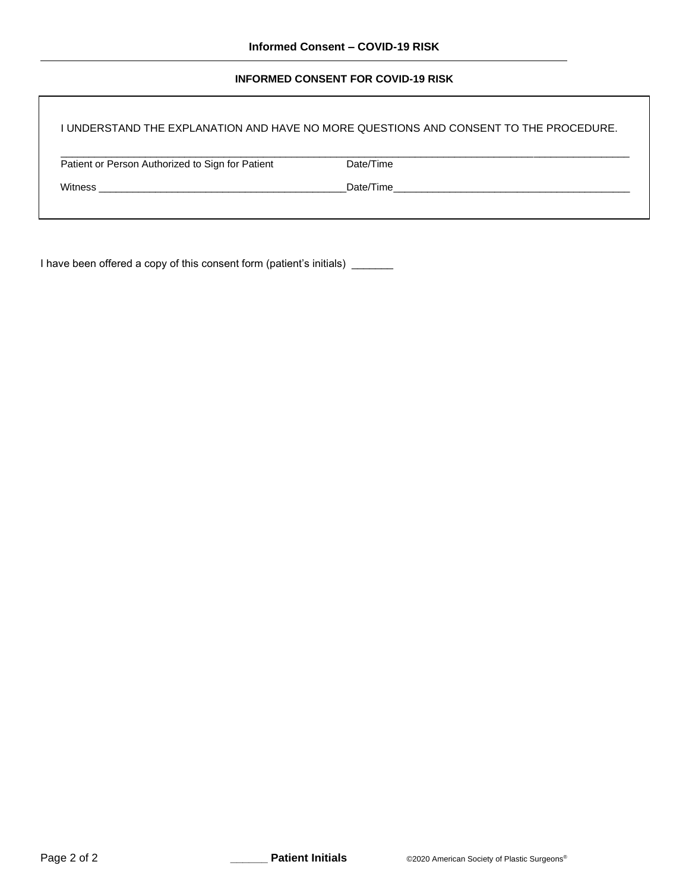## INFORMED CONSENT FOR COVID-19 RISK

I UNDERSTAND THE EXPLANATION AND HAVE NO MORE QUESTIONS AND CONSENT TO THE PROCEDURE.

_______________________________________________________________________________________________

Patient or Person Authorized to Sign for Patient Date/Time

Witness _____________________________________________Date/Time__________________________________________

I have been offered a copy of this consent form (patient's initials) _______